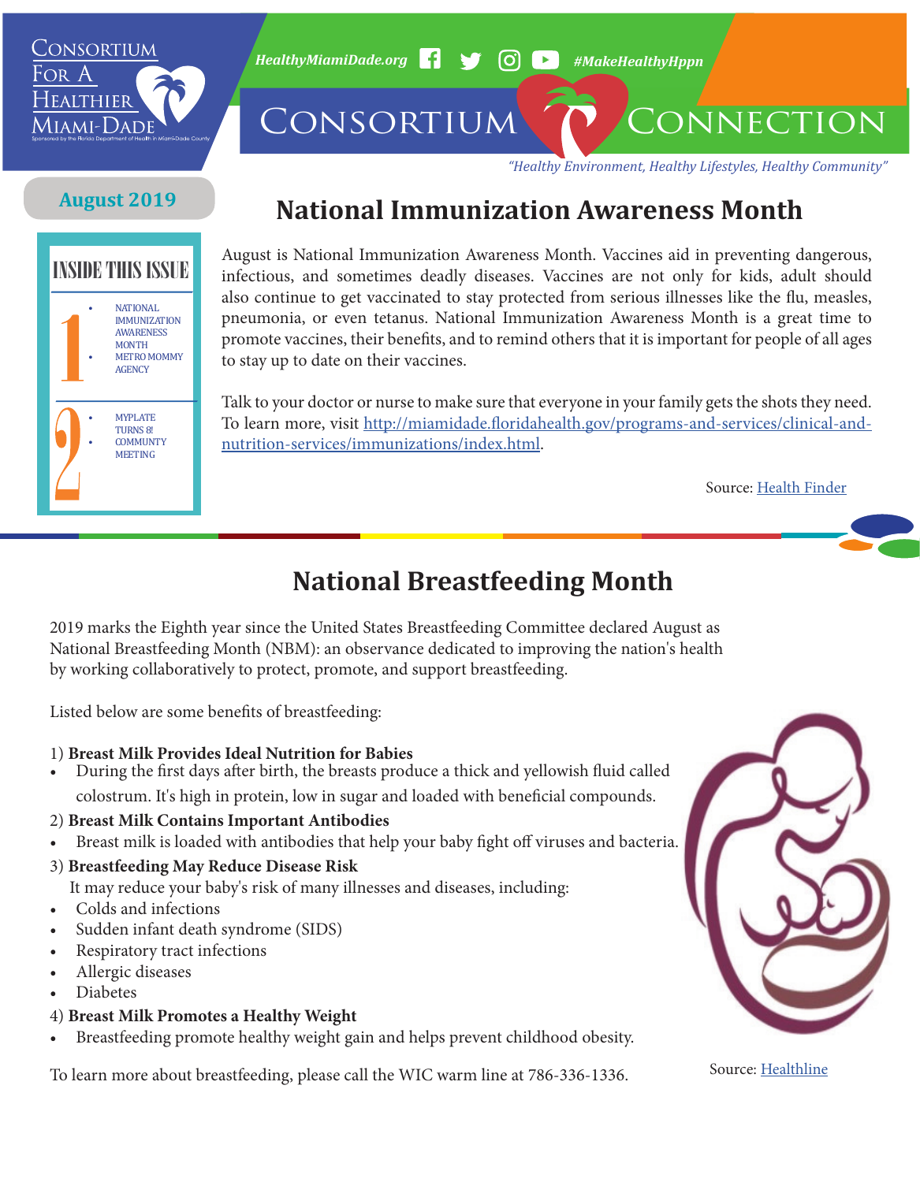Consortium For A Healthier Miami-Dade

Sponsored by the Florida Department of Health in Miami-Dade County

HealthyMiamiDade.org #MakeHealthyHppn

# Consortium Connection

*"Healthy Environment, Healthy Lifestyles, Healthy Community"*

**August 2019**

**INSIDE THIS ISSUE**

1
- NATIONAL IMMUNIZATION AWARENESS MONTH
- METRO MOMMY AGENCY

2
- MYPLATE TURNS 8!
- COMMUNITY MEETING

## National Immunization Awareness Month

August is National Immunization Awareness Month. Vaccines aid in preventing dangerous, infectious, and sometimes deadly diseases. Vaccines are not only for kids, adult should also continue to get vaccinated to stay protected from serious illnesses like the flu, measles, pneumonia, or even tetanus. National Immunization Awareness Month is a great time to promote vaccines, their benefits, and to remind others that it is important for people of all ages to stay up to date on their vaccines.

Talk to your doctor or nurse to make sure that everyone in your family gets the shots they need. To learn more, visit http://miamidade.floridahealth.gov/programs-and-services/clinical-and-nutrition-services/immunizations/index.html.

Source: Health Finder

## National Breastfeeding Month

2019 marks the Eighth year since the United States Breastfeeding Committee declared August as National Breastfeeding Month (NBM): an observance dedicated to improving the nation's health by working collaboratively to protect, promote, and support breastfeeding.

Listed below are some benefits of breastfeeding:

1) **Breast Milk Provides Ideal Nutrition for Babies**
- During the first days after birth, the breasts produce a thick and yellowish fluid called colostrum. It's high in protein, low in sugar and loaded with beneficial compounds.

2) **Breast Milk Contains Important Antibodies**
- Breast milk is loaded with antibodies that help your baby fight off viruses and bacteria.

3) **Breastfeeding May Reduce Disease Risk**

It may reduce your baby's risk of many illnesses and diseases, including:
- Colds and infections
- Sudden infant death syndrome (SIDS)
- Respiratory tract infections
- Allergic diseases
- Diabetes

4) **Breast Milk Promotes a Healthy Weight**
- Breastfeeding promote healthy weight gain and helps prevent childhood obesity.

To learn more about breastfeeding, please call the WIC warm line at 786-336-1336.

Source: Healthline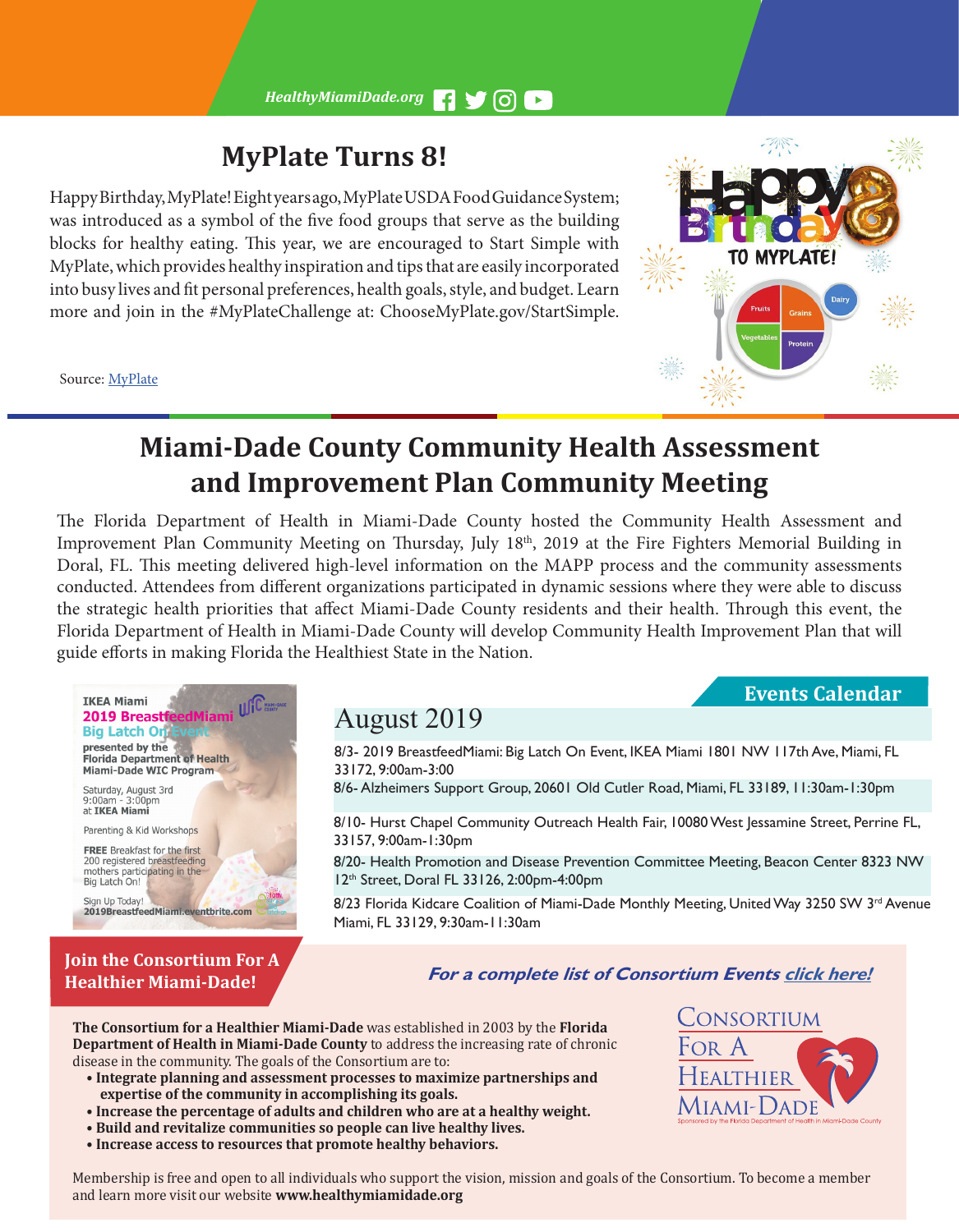HealthyMiamiDade.org

# MyPlate Turns 8!

Happy Birthday, MyPlate! Eight years ago, MyPlate USDA Food Guidance System; was introduced as a symbol of the five food groups that serve as the building blocks for healthy eating. This year, we are encouraged to Start Simple with MyPlate, which provides healthy inspiration and tips that are easily incorporated into busy lives and fit personal preferences, health goals, style, and budget. Learn more and join in the #MyPlateChallenge at: ChooseMyPlate.gov/StartSimple.

Source: MyPlate

# Miami-Dade County Community Health Assessment and Improvement Plan Community Meeting

The Florida Department of Health in Miami-Dade County hosted the Community Health Assessment and Improvement Plan Community Meeting on Thursday, July 18th, 2019 at the Fire Fighters Memorial Building in Doral, FL. This meeting delivered high-level information on the MAPP process and the community assessments conducted. Attendees from different organizations participated in dynamic sessions where they were able to discuss the strategic health priorities that affect Miami-Dade County residents and their health. Through this event, the Florida Department of Health in Miami-Dade County will develop Community Health Improvement Plan that will guide efforts in making Florida the Healthiest State in the Nation.

IKEA Miami
**2019 BreastfeedMiami Big Latch On Event**
presented by the Florida Department of Health Miami-Dade WIC Program

Saturday, August 3rd
9:00am - 3:00pm
at IKEA Miami

Parenting & Kid Workshops

FREE Breakfast for the first 200 registered breastfeeding mothers participating in the Big Latch On!

Sign Up Today!
2019BreastfeedMiami.eventbrite.com

## Events Calendar

### August 2019

8/3- 2019 BreastfeedMiami: Big Latch On Event, IKEA Miami 1801 NW 117th Ave, Miami, FL 33172, 9:00am-3:00

8/6- Alzheimers Support Group, 20601 Old Cutler Road, Miami, FL 33189, 11:30am-1:30pm

8/10- Hurst Chapel Community Outreach Health Fair, 10080 West Jessamine Street, Perrine FL, 33157, 9:00am-1:30pm

8/20- Health Promotion and Disease Prevention Committee Meeting, Beacon Center 8323 NW 12th Street, Doral FL 33126, 2:00pm-4:00pm

8/23 Florida Kidcare Coalition of Miami-Dade Monthly Meeting, United Way 3250 SW 3rd Avenue Miami, FL 33129, 9:30am-11:30am

## Join the Consortium For A Healthier Miami-Dade!

***For a complete list of Consortium Events click here!***

**The Consortium for a Healthier Miami-Dade** was established in 2003 by the **Florida Department of Health in Miami-Dade County** to address the increasing rate of chronic disease in the community. The goals of the Consortium are to:

- **Integrate planning and assessment processes to maximize partnerships and expertise of the community in accomplishing its goals.**
- **Increase the percentage of adults and children who are at a healthy weight.**
- **Build and revitalize communities so people can live healthy lives.**
- **Increase access to resources that promote healthy behaviors.**

Consortium For A Healthier Miami-Dade
Sponsored by the Florida Department of Health in Miami-Dade County

Membership is free and open to all individuals who support the vision, mission and goals of the Consortium. To become a member and learn more visit our website **www.healthymiamidade.org**